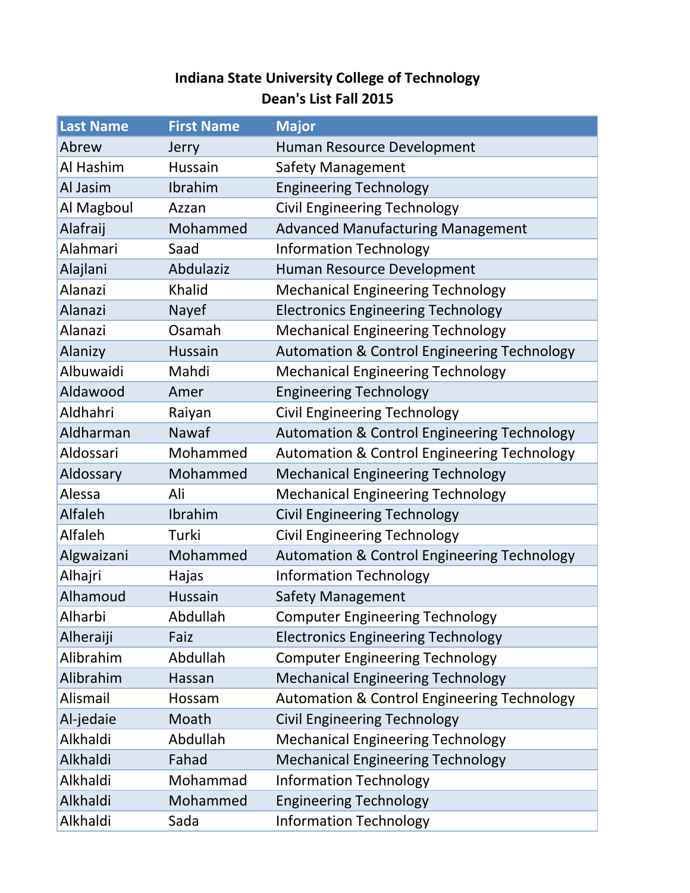# Indiana State University College of Technology
## Dean's List Fall 2015

| Last Name | First Name | Major |
|---|---|---|
| Abrew | Jerry | Human Resource Development |
| Al Hashim | Hussain | Safety Management |
| Al Jasim | Ibrahim | Engineering Technology |
| Al Magboul | Azzan | Civil Engineering Technology |
| Alafraij | Mohammed | Advanced Manufacturing Management |
| Alahmari | Saad | Information Technology |
| Alajlani | Abdulaziz | Human Resource Development |
| Alanazi | Khalid | Mechanical Engineering Technology |
| Alanazi | Nayef | Electronics Engineering Technology |
| Alanazi | Osamah | Mechanical Engineering Technology |
| Alanizy | Hussain | Automation & Control Engineering Technology |
| Albuwaidi | Mahdi | Mechanical Engineering Technology |
| Aldawood | Amer | Engineering Technology |
| Aldhahri | Raiyan | Civil Engineering Technology |
| Aldharman | Nawaf | Automation & Control Engineering Technology |
| Aldossari | Mohammed | Automation & Control Engineering Technology |
| Aldossary | Mohammed | Mechanical Engineering Technology |
| Alessa | Ali | Mechanical Engineering Technology |
| Alfaleh | Ibrahim | Civil Engineering Technology |
| Alfaleh | Turki | Civil Engineering Technology |
| Algwaizani | Mohammed | Automation & Control Engineering Technology |
| Alhajri | Hajas | Information Technology |
| Alhamoud | Hussain | Safety Management |
| Alharbi | Abdullah | Computer Engineering Technology |
| Alheraiji | Faiz | Electronics Engineering Technology |
| Alibrahim | Abdullah | Computer Engineering Technology |
| Alibrahim | Hassan | Mechanical Engineering Technology |
| Alismail | Hossam | Automation & Control Engineering Technology |
| Al-jedaie | Moath | Civil Engineering Technology |
| Alkhaldi | Abdullah | Mechanical Engineering Technology |
| Alkhaldi | Fahad | Mechanical Engineering Technology |
| Alkhaldi | Mohammad | Information Technology |
| Alkhaldi | Mohammed | Engineering Technology |
| Alkhaldi | Sada | Information Technology |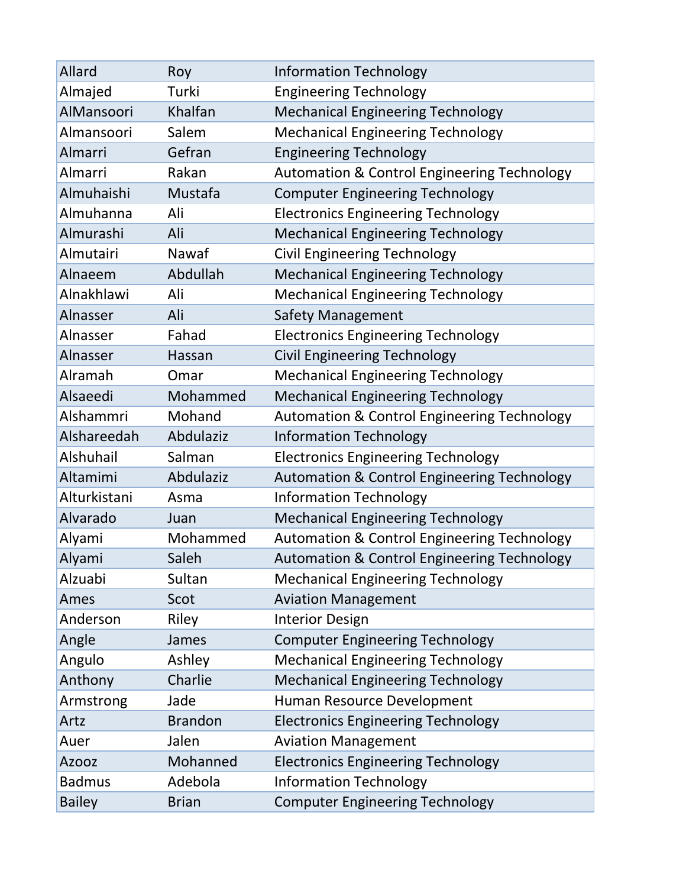| Allard | Roy | Information Technology |
|---|---|---|
| Almajed | Turki | Engineering Technology |
| AlMansoori | Khalfan | Mechanical Engineering Technology |
| Almansoori | Salem | Mechanical Engineering Technology |
| Almarri | Gefran | Engineering Technology |
| Almarri | Rakan | Automation & Control Engineering Technology |
| Almuhaishi | Mustafa | Computer Engineering Technology |
| Almuhanna | Ali | Electronics Engineering Technology |
| Almurashi | Ali | Mechanical Engineering Technology |
| Almutairi | Nawaf | Civil Engineering Technology |
| Alnaeem | Abdullah | Mechanical Engineering Technology |
| Alnakhlawi | Ali | Mechanical Engineering Technology |
| Alnasser | Ali | Safety Management |
| Alnasser | Fahad | Electronics Engineering Technology |
| Alnasser | Hassan | Civil Engineering Technology |
| Alramah | Omar | Mechanical Engineering Technology |
| Alsaeedi | Mohammed | Mechanical Engineering Technology |
| Alshammri | Mohand | Automation & Control Engineering Technology |
| Alshareedah | Abdulaziz | Information Technology |
| Alshuhail | Salman | Electronics Engineering Technology |
| Altamimi | Abdulaziz | Automation & Control Engineering Technology |
| Alturkistani | Asma | Information Technology |
| Alvarado | Juan | Mechanical Engineering Technology |
| Alyami | Mohammed | Automation & Control Engineering Technology |
| Alyami | Saleh | Automation & Control Engineering Technology |
| Alzuabi | Sultan | Mechanical Engineering Technology |
| Ames | Scot | Aviation Management |
| Anderson | Riley | Interior Design |
| Angle | James | Computer Engineering Technology |
| Angulo | Ashley | Mechanical Engineering Technology |
| Anthony | Charlie | Mechanical Engineering Technology |
| Armstrong | Jade | Human Resource Development |
| Artz | Brandon | Electronics Engineering Technology |
| Auer | Jalen | Aviation Management |
| Azooz | Mohanned | Electronics Engineering Technology |
| Badmus | Adebola | Information Technology |
| Bailey | Brian | Computer Engineering Technology |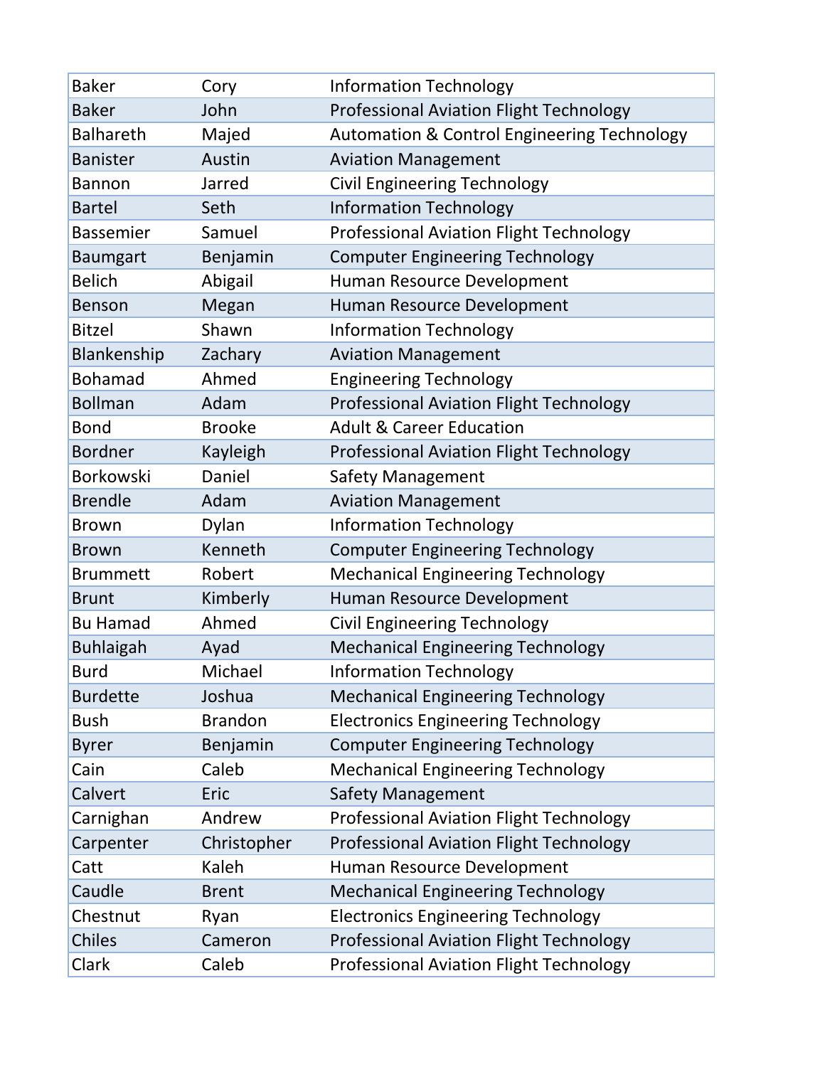| | | |
|---|---|---|
| Baker | Cory | Information Technology |
| Baker | John | Professional Aviation Flight Technology |
| Balhareth | Majed | Automation & Control Engineering Technology |
| Banister | Austin | Aviation Management |
| Bannon | Jarred | Civil Engineering Technology |
| Bartel | Seth | Information Technology |
| Bassemier | Samuel | Professional Aviation Flight Technology |
| Baumgart | Benjamin | Computer Engineering Technology |
| Belich | Abigail | Human Resource Development |
| Benson | Megan | Human Resource Development |
| Bitzel | Shawn | Information Technology |
| Blankenship | Zachary | Aviation Management |
| Bohamad | Ahmed | Engineering Technology |
| Bollman | Adam | Professional Aviation Flight Technology |
| Bond | Brooke | Adult & Career Education |
| Bordner | Kayleigh | Professional Aviation Flight Technology |
| Borkowski | Daniel | Safety Management |
| Brendle | Adam | Aviation Management |
| Brown | Dylan | Information Technology |
| Brown | Kenneth | Computer Engineering Technology |
| Brummett | Robert | Mechanical Engineering Technology |
| Brunt | Kimberly | Human Resource Development |
| Bu Hamad | Ahmed | Civil Engineering Technology |
| Buhlaigah | Ayad | Mechanical Engineering Technology |
| Burd | Michael | Information Technology |
| Burdette | Joshua | Mechanical Engineering Technology |
| Bush | Brandon | Electronics Engineering Technology |
| Byrer | Benjamin | Computer Engineering Technology |
| Cain | Caleb | Mechanical Engineering Technology |
| Calvert | Eric | Safety Management |
| Carnighan | Andrew | Professional Aviation Flight Technology |
| Carpenter | Christopher | Professional Aviation Flight Technology |
| Catt | Kaleh | Human Resource Development |
| Caudle | Brent | Mechanical Engineering Technology |
| Chestnut | Ryan | Electronics Engineering Technology |
| Chiles | Cameron | Professional Aviation Flight Technology |
| Clark | Caleb | Professional Aviation Flight Technology |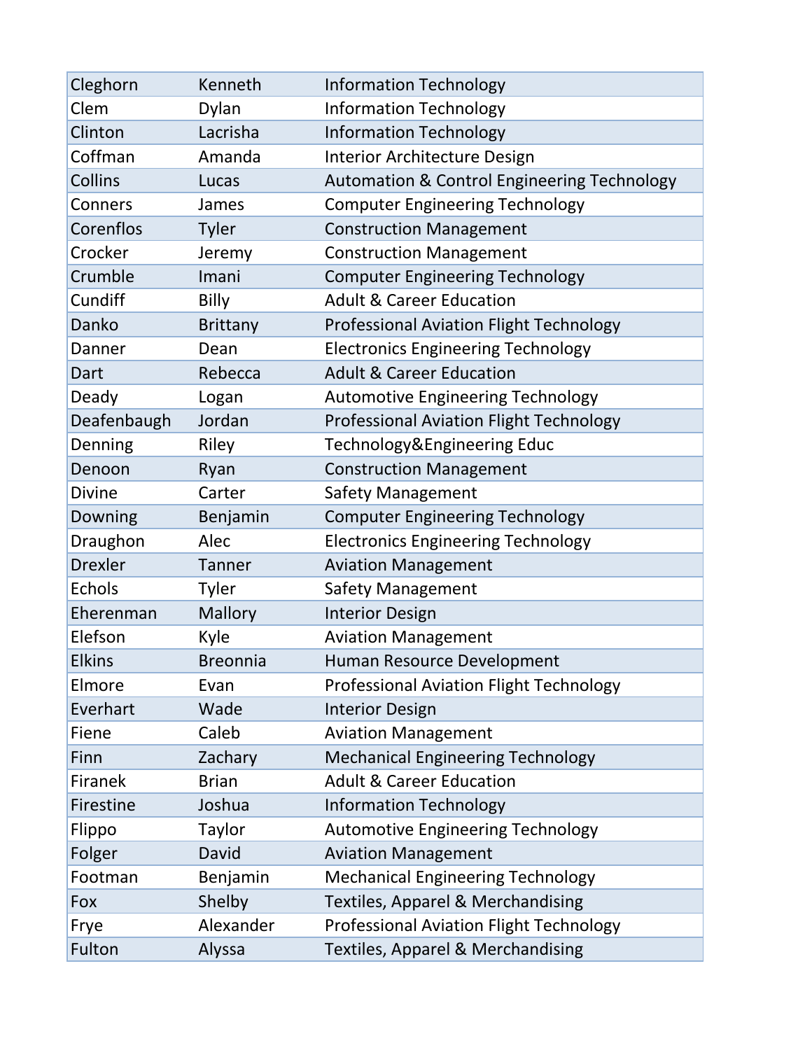| | | |
|---|---|---|
| Cleghorn | Kenneth | Information Technology |
| Clem | Dylan | Information Technology |
| Clinton | Lacrisha | Information Technology |
| Coffman | Amanda | Interior Architecture Design |
| Collins | Lucas | Automation & Control Engineering Technology |
| Conners | James | Computer Engineering Technology |
| Corenflos | Tyler | Construction Management |
| Crocker | Jeremy | Construction Management |
| Crumble | Imani | Computer Engineering Technology |
| Cundiff | Billy | Adult & Career Education |
| Danko | Brittany | Professional Aviation Flight Technology |
| Danner | Dean | Electronics Engineering Technology |
| Dart | Rebecca | Adult & Career Education |
| Deady | Logan | Automotive Engineering Technology |
| Deafenbaugh | Jordan | Professional Aviation Flight Technology |
| Denning | Riley | Technology&Engineering Educ |
| Denoon | Ryan | Construction Management |
| Divine | Carter | Safety Management |
| Downing | Benjamin | Computer Engineering Technology |
| Draughon | Alec | Electronics Engineering Technology |
| Drexler | Tanner | Aviation Management |
| Echols | Tyler | Safety Management |
| Eherenman | Mallory | Interior Design |
| Elefson | Kyle | Aviation Management |
| Elkins | Breonnia | Human Resource Development |
| Elmore | Evan | Professional Aviation Flight Technology |
| Everhart | Wade | Interior Design |
| Fiene | Caleb | Aviation Management |
| Finn | Zachary | Mechanical Engineering Technology |
| Firanek | Brian | Adult & Career Education |
| Firestine | Joshua | Information Technology |
| Flippo | Taylor | Automotive Engineering Technology |
| Folger | David | Aviation Management |
| Footman | Benjamin | Mechanical Engineering Technology |
| Fox | Shelby | Textiles, Apparel & Merchandising |
| Frye | Alexander | Professional Aviation Flight Technology |
| Fulton | Alyssa | Textiles, Apparel & Merchandising |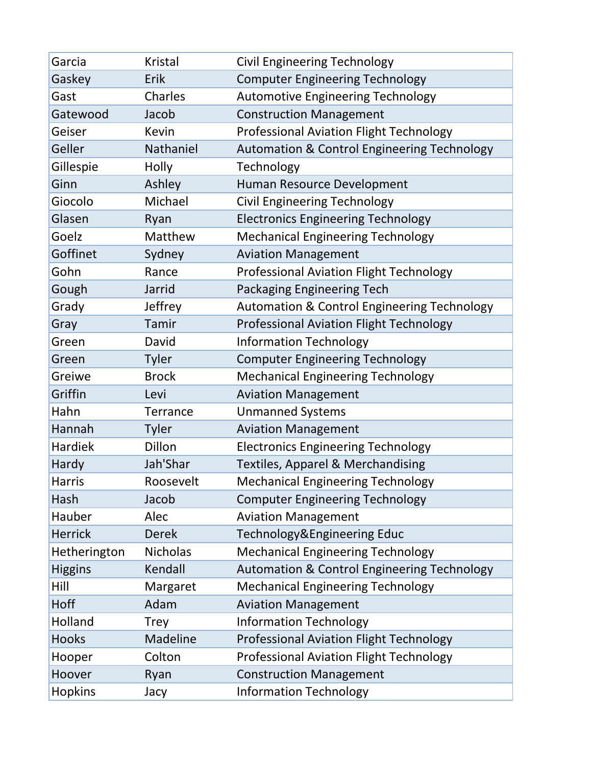| | | |
|---|---|---|
| Garcia | Kristal | Civil Engineering Technology |
| Gaskey | Erik | Computer Engineering Technology |
| Gast | Charles | Automotive Engineering Technology |
| Gatewood | Jacob | Construction Management |
| Geiser | Kevin | Professional Aviation Flight Technology |
| Geller | Nathaniel | Automation & Control Engineering Technology |
| Gillespie | Holly | Technology |
| Ginn | Ashley | Human Resource Development |
| Giocolo | Michael | Civil Engineering Technology |
| Glasen | Ryan | Electronics Engineering Technology |
| Goelz | Matthew | Mechanical Engineering Technology |
| Goffinet | Sydney | Aviation Management |
| Gohn | Rance | Professional Aviation Flight Technology |
| Gough | Jarrid | Packaging Engineering Tech |
| Grady | Jeffrey | Automation & Control Engineering Technology |
| Gray | Tamir | Professional Aviation Flight Technology |
| Green | David | Information Technology |
| Green | Tyler | Computer Engineering Technology |
| Greiwe | Brock | Mechanical Engineering Technology |
| Griffin | Levi | Aviation Management |
| Hahn | Terrance | Unmanned Systems |
| Hannah | Tyler | Aviation Management |
| Hardiek | Dillon | Electronics Engineering Technology |
| Hardy | Jah'Shar | Textiles, Apparel & Merchandising |
| Harris | Roosevelt | Mechanical Engineering Technology |
| Hash | Jacob | Computer Engineering Technology |
| Hauber | Alec | Aviation Management |
| Herrick | Derek | Technology&Engineering Educ |
| Hetherington | Nicholas | Mechanical Engineering Technology |
| Higgins | Kendall | Automation & Control Engineering Technology |
| Hill | Margaret | Mechanical Engineering Technology |
| Hoff | Adam | Aviation Management |
| Holland | Trey | Information Technology |
| Hooks | Madeline | Professional Aviation Flight Technology |
| Hooper | Colton | Professional Aviation Flight Technology |
| Hoover | Ryan | Construction Management |
| Hopkins | Jacy | Information Technology |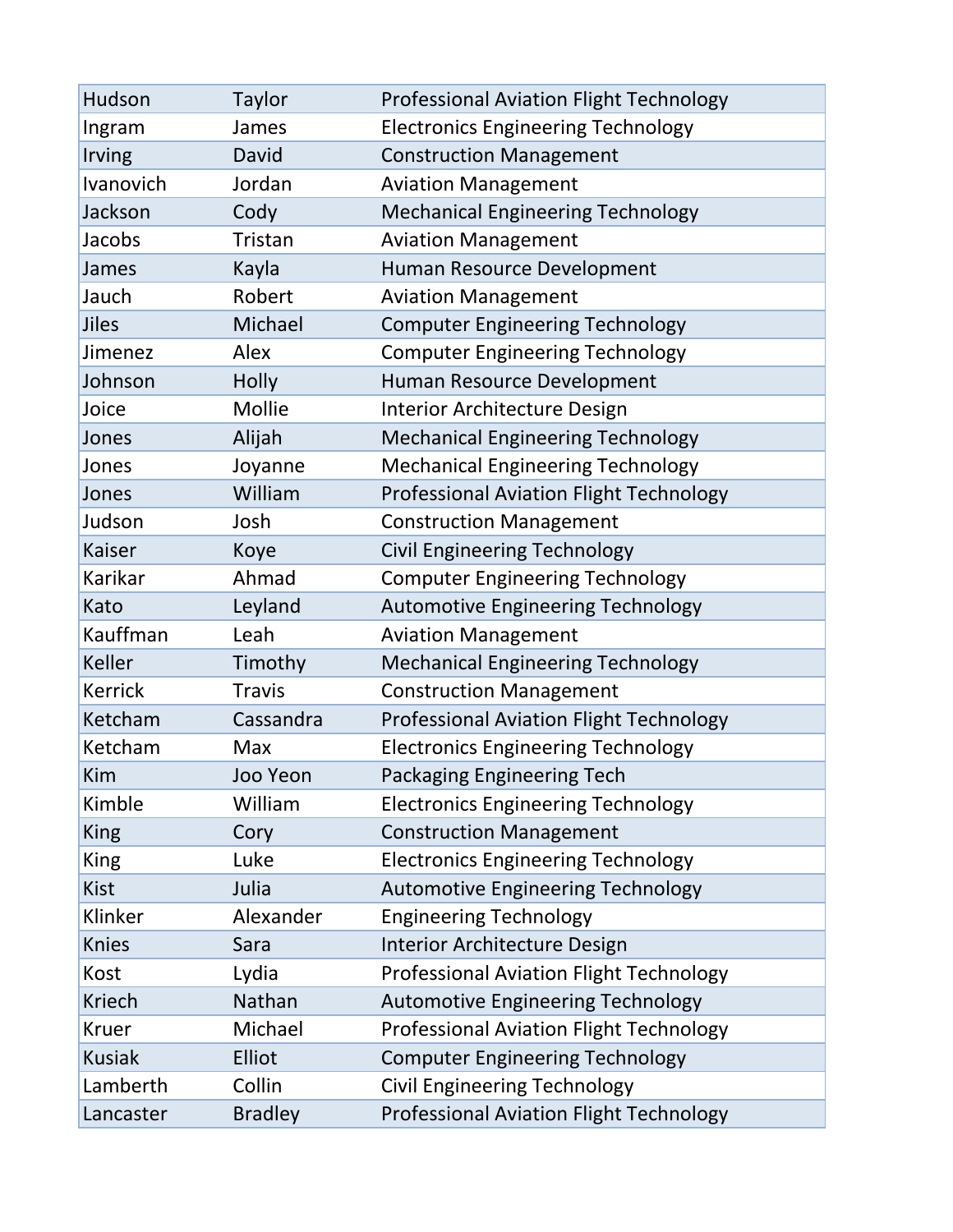| | | |
|---|---|---|
| Hudson | Taylor | Professional Aviation Flight Technology |
| Ingram | James | Electronics Engineering Technology |
| Irving | David | Construction Management |
| Ivanovich | Jordan | Aviation Management |
| Jackson | Cody | Mechanical Engineering Technology |
| Jacobs | Tristan | Aviation Management |
| James | Kayla | Human Resource Development |
| Jauch | Robert | Aviation Management |
| Jiles | Michael | Computer Engineering Technology |
| Jimenez | Alex | Computer Engineering Technology |
| Johnson | Holly | Human Resource Development |
| Joice | Mollie | Interior Architecture Design |
| Jones | Alijah | Mechanical Engineering Technology |
| Jones | Joyanne | Mechanical Engineering Technology |
| Jones | William | Professional Aviation Flight Technology |
| Judson | Josh | Construction Management |
| Kaiser | Koye | Civil Engineering Technology |
| Karikar | Ahmad | Computer Engineering Technology |
| Kato | Leyland | Automotive Engineering Technology |
| Kauffman | Leah | Aviation Management |
| Keller | Timothy | Mechanical Engineering Technology |
| Kerrick | Travis | Construction Management |
| Ketcham | Cassandra | Professional Aviation Flight Technology |
| Ketcham | Max | Electronics Engineering Technology |
| Kim | Joo Yeon | Packaging Engineering Tech |
| Kimble | William | Electronics Engineering Technology |
| King | Cory | Construction Management |
| King | Luke | Electronics Engineering Technology |
| Kist | Julia | Automotive Engineering Technology |
| Klinker | Alexander | Engineering Technology |
| Knies | Sara | Interior Architecture Design |
| Kost | Lydia | Professional Aviation Flight Technology |
| Kriech | Nathan | Automotive Engineering Technology |
| Kruer | Michael | Professional Aviation Flight Technology |
| Kusiak | Elliot | Computer Engineering Technology |
| Lamberth | Collin | Civil Engineering Technology |
| Lancaster | Bradley | Professional Aviation Flight Technology |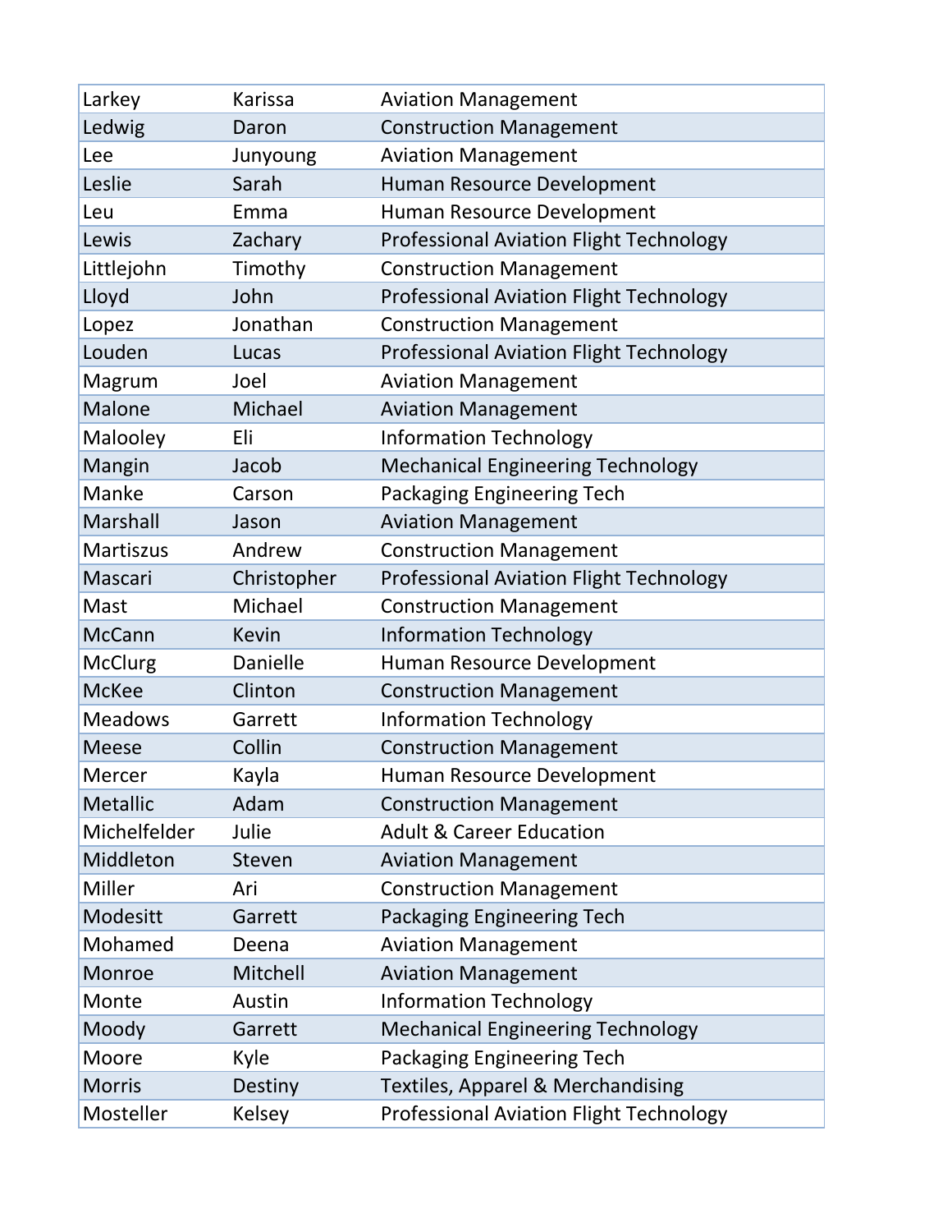| Larkey | Karissa | Aviation Management |
|---|---|---|
| Ledwig | Daron | Construction Management |
| Lee | Junyoung | Aviation Management |
| Leslie | Sarah | Human Resource Development |
| Leu | Emma | Human Resource Development |
| Lewis | Zachary | Professional Aviation Flight Technology |
| Littlejohn | Timothy | Construction Management |
| Lloyd | John | Professional Aviation Flight Technology |
| Lopez | Jonathan | Construction Management |
| Louden | Lucas | Professional Aviation Flight Technology |
| Magrum | Joel | Aviation Management |
| Malone | Michael | Aviation Management |
| Malooley | Eli | Information Technology |
| Mangin | Jacob | Mechanical Engineering Technology |
| Manke | Carson | Packaging Engineering Tech |
| Marshall | Jason | Aviation Management |
| Martiszus | Andrew | Construction Management |
| Mascari | Christopher | Professional Aviation Flight Technology |
| Mast | Michael | Construction Management |
| McCann | Kevin | Information Technology |
| McClurg | Danielle | Human Resource Development |
| McKee | Clinton | Construction Management |
| Meadows | Garrett | Information Technology |
| Meese | Collin | Construction Management |
| Mercer | Kayla | Human Resource Development |
| Metallic | Adam | Construction Management |
| Michelfelder | Julie | Adult & Career Education |
| Middleton | Steven | Aviation Management |
| Miller | Ari | Construction Management |
| Modesitt | Garrett | Packaging Engineering Tech |
| Mohamed | Deena | Aviation Management |
| Monroe | Mitchell | Aviation Management |
| Monte | Austin | Information Technology |
| Moody | Garrett | Mechanical Engineering Technology |
| Moore | Kyle | Packaging Engineering Tech |
| Morris | Destiny | Textiles, Apparel & Merchandising |
| Mosteller | Kelsey | Professional Aviation Flight Technology |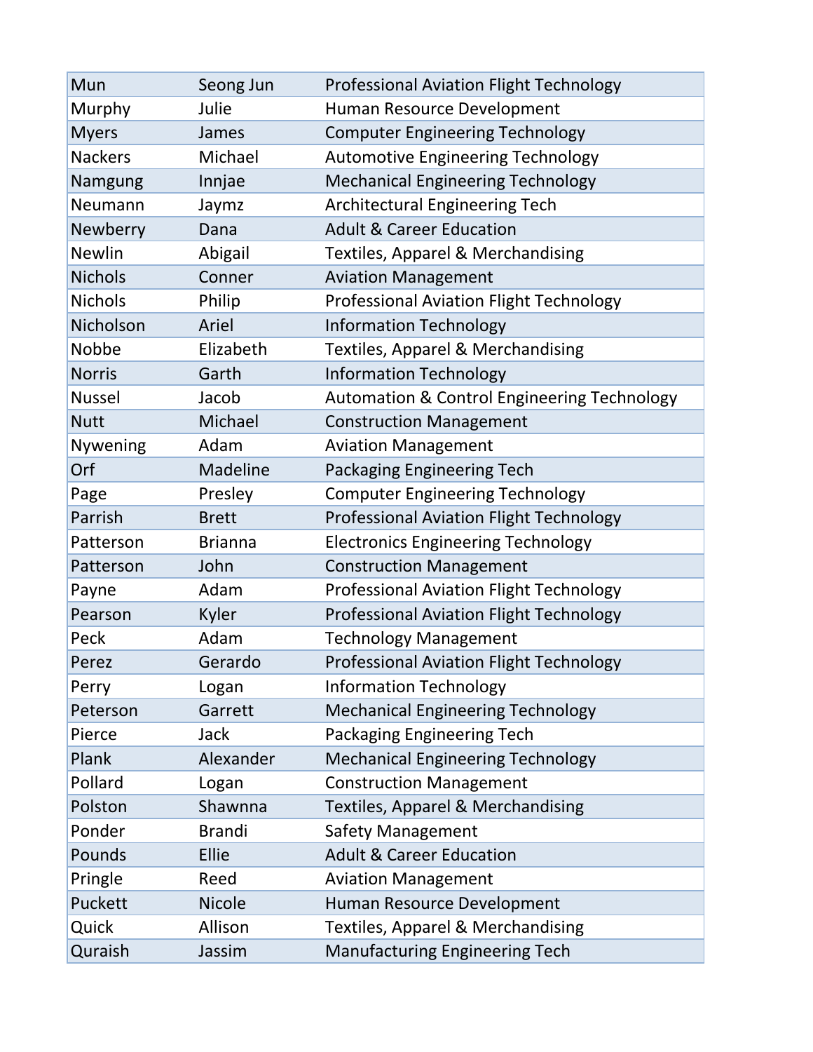| Mun | Seong Jun | Professional Aviation Flight Technology |
|---|---|---|
| Murphy | Julie | Human Resource Development |
| Myers | James | Computer Engineering Technology |
| Nackers | Michael | Automotive Engineering Technology |
| Namgung | Innjae | Mechanical Engineering Technology |
| Neumann | Jaymz | Architectural Engineering Tech |
| Newberry | Dana | Adult & Career Education |
| Newlin | Abigail | Textiles, Apparel & Merchandising |
| Nichols | Conner | Aviation Management |
| Nichols | Philip | Professional Aviation Flight Technology |
| Nicholson | Ariel | Information Technology |
| Nobbe | Elizabeth | Textiles, Apparel & Merchandising |
| Norris | Garth | Information Technology |
| Nussel | Jacob | Automation & Control Engineering Technology |
| Nutt | Michael | Construction Management |
| Nywening | Adam | Aviation Management |
| Orf | Madeline | Packaging Engineering Tech |
| Page | Presley | Computer Engineering Technology |
| Parrish | Brett | Professional Aviation Flight Technology |
| Patterson | Brianna | Electronics Engineering Technology |
| Patterson | John | Construction Management |
| Payne | Adam | Professional Aviation Flight Technology |
| Pearson | Kyler | Professional Aviation Flight Technology |
| Peck | Adam | Technology Management |
| Perez | Gerardo | Professional Aviation Flight Technology |
| Perry | Logan | Information Technology |
| Peterson | Garrett | Mechanical Engineering Technology |
| Pierce | Jack | Packaging Engineering Tech |
| Plank | Alexander | Mechanical Engineering Technology |
| Pollard | Logan | Construction Management |
| Polston | Shawnna | Textiles, Apparel & Merchandising |
| Ponder | Brandi | Safety Management |
| Pounds | Ellie | Adult & Career Education |
| Pringle | Reed | Aviation Management |
| Puckett | Nicole | Human Resource Development |
| Quick | Allison | Textiles, Apparel & Merchandising |
| Quraish | Jassim | Manufacturing Engineering Tech |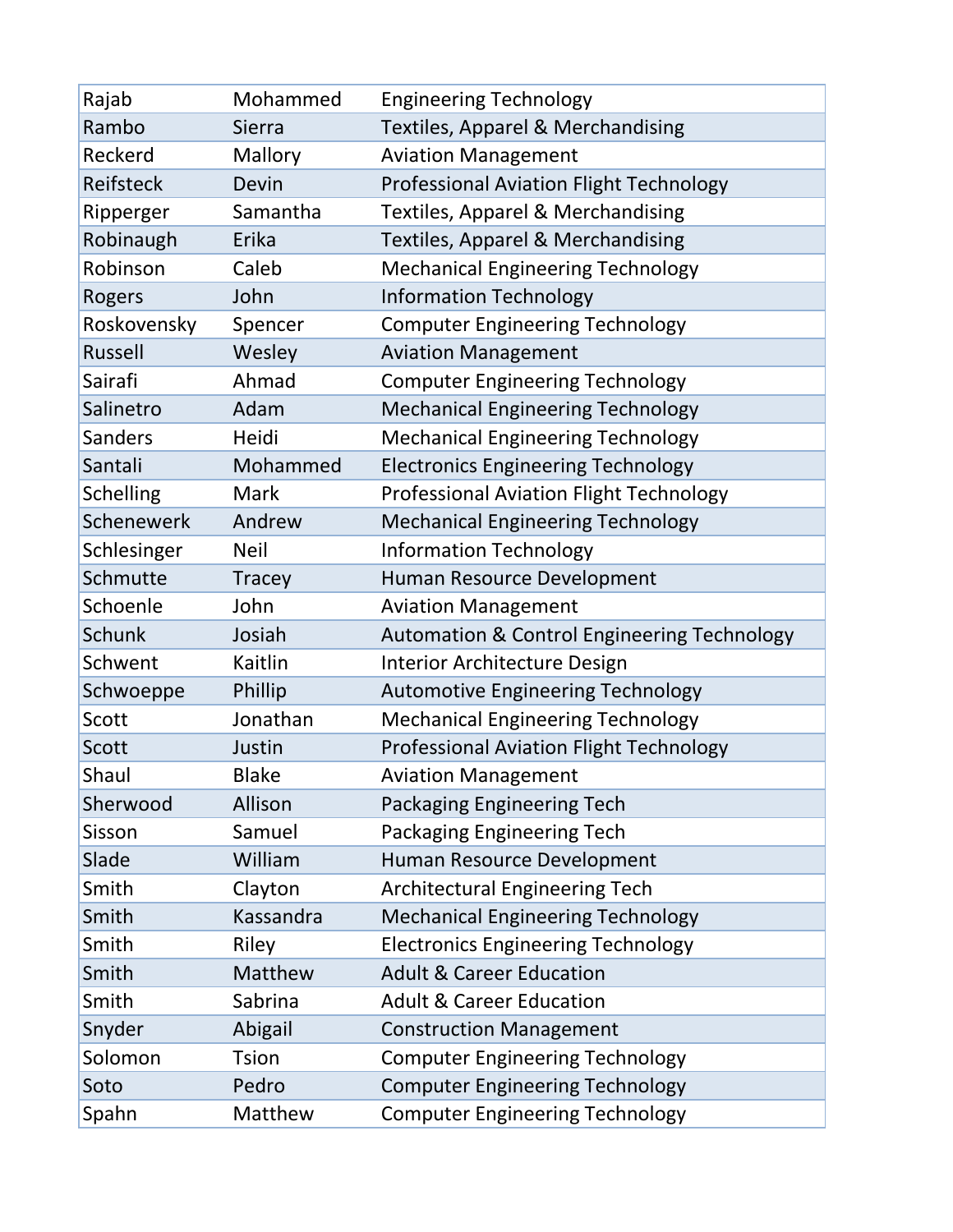| | | |
|---|---|---|
| Rajab | Mohammed | Engineering Technology |
| Rambo | Sierra | Textiles, Apparel & Merchandising |
| Reckerd | Mallory | Aviation Management |
| Reifsteck | Devin | Professional Aviation Flight Technology |
| Ripperger | Samantha | Textiles, Apparel & Merchandising |
| Robinaugh | Erika | Textiles, Apparel & Merchandising |
| Robinson | Caleb | Mechanical Engineering Technology |
| Rogers | John | Information Technology |
| Roskovensky | Spencer | Computer Engineering Technology |
| Russell | Wesley | Aviation Management |
| Sairafi | Ahmad | Computer Engineering Technology |
| Salinetro | Adam | Mechanical Engineering Technology |
| Sanders | Heidi | Mechanical Engineering Technology |
| Santali | Mohammed | Electronics Engineering Technology |
| Schelling | Mark | Professional Aviation Flight Technology |
| Schenewerk | Andrew | Mechanical Engineering Technology |
| Schlesinger | Neil | Information Technology |
| Schmutte | Tracey | Human Resource Development |
| Schoenle | John | Aviation Management |
| Schunk | Josiah | Automation & Control Engineering Technology |
| Schwent | Kaitlin | Interior Architecture Design |
| Schwoeppe | Phillip | Automotive Engineering Technology |
| Scott | Jonathan | Mechanical Engineering Technology |
| Scott | Justin | Professional Aviation Flight Technology |
| Shaul | Blake | Aviation Management |
| Sherwood | Allison | Packaging Engineering Tech |
| Sisson | Samuel | Packaging Engineering Tech |
| Slade | William | Human Resource Development |
| Smith | Clayton | Architectural Engineering Tech |
| Smith | Kassandra | Mechanical Engineering Technology |
| Smith | Riley | Electronics Engineering Technology |
| Smith | Matthew | Adult & Career Education |
| Smith | Sabrina | Adult & Career Education |
| Snyder | Abigail | Construction Management |
| Solomon | Tsion | Computer Engineering Technology |
| Soto | Pedro | Computer Engineering Technology |
| Spahn | Matthew | Computer Engineering Technology |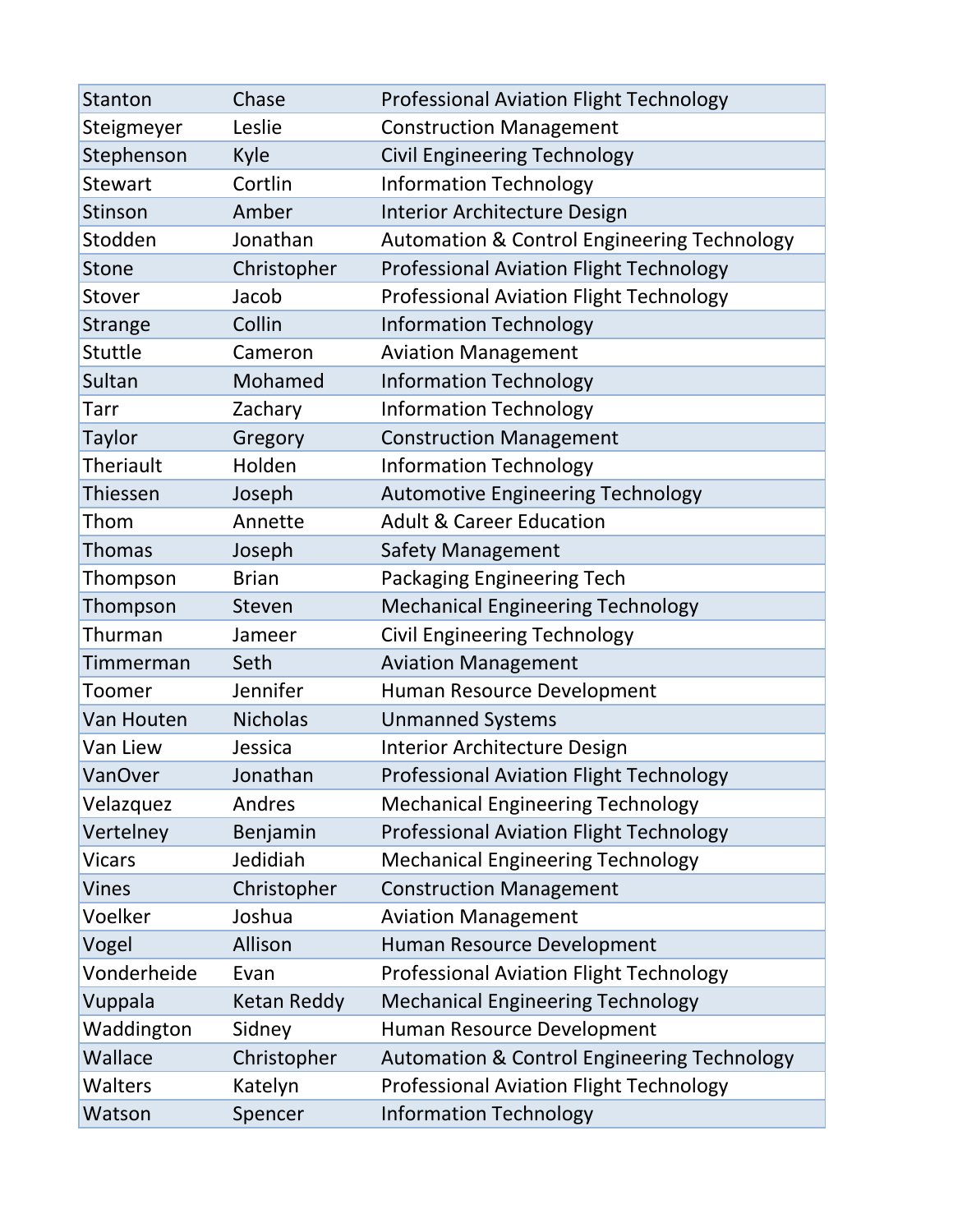| | | |
|---|---|---|
| Stanton | Chase | Professional Aviation Flight Technology |
| Steigmeyer | Leslie | Construction Management |
| Stephenson | Kyle | Civil Engineering Technology |
| Stewart | Cortlin | Information Technology |
| Stinson | Amber | Interior Architecture Design |
| Stodden | Jonathan | Automation & Control Engineering Technology |
| Stone | Christopher | Professional Aviation Flight Technology |
| Stover | Jacob | Professional Aviation Flight Technology |
| Strange | Collin | Information Technology |
| Stuttle | Cameron | Aviation Management |
| Sultan | Mohamed | Information Technology |
| Tarr | Zachary | Information Technology |
| Taylor | Gregory | Construction Management |
| Theriault | Holden | Information Technology |
| Thiessen | Joseph | Automotive Engineering Technology |
| Thom | Annette | Adult & Career Education |
| Thomas | Joseph | Safety Management |
| Thompson | Brian | Packaging Engineering Tech |
| Thompson | Steven | Mechanical Engineering Technology |
| Thurman | Jameer | Civil Engineering Technology |
| Timmerman | Seth | Aviation Management |
| Toomer | Jennifer | Human Resource Development |
| Van Houten | Nicholas | Unmanned Systems |
| Van Liew | Jessica | Interior Architecture Design |
| VanOver | Jonathan | Professional Aviation Flight Technology |
| Velazquez | Andres | Mechanical Engineering Technology |
| Vertelney | Benjamin | Professional Aviation Flight Technology |
| Vicars | Jedidiah | Mechanical Engineering Technology |
| Vines | Christopher | Construction Management |
| Voelker | Joshua | Aviation Management |
| Vogel | Allison | Human Resource Development |
| Vonderheide | Evan | Professional Aviation Flight Technology |
| Vuppala | Ketan Reddy | Mechanical Engineering Technology |
| Waddington | Sidney | Human Resource Development |
| Wallace | Christopher | Automation & Control Engineering Technology |
| Walters | Katelyn | Professional Aviation Flight Technology |
| Watson | Spencer | Information Technology |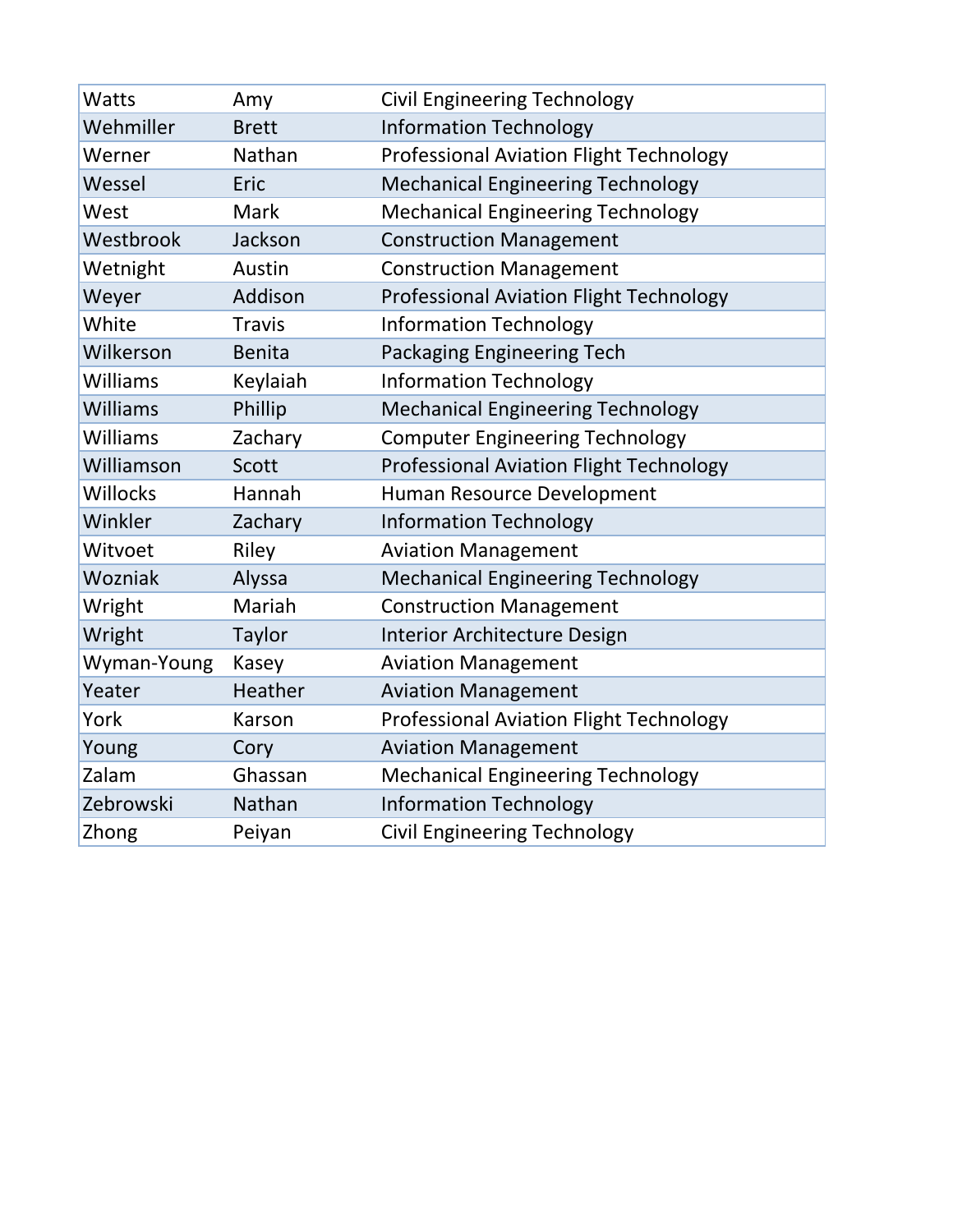| | | |
|---|---|---|
| Watts | Amy | Civil Engineering Technology |
| Wehmiller | Brett | Information Technology |
| Werner | Nathan | Professional Aviation Flight Technology |
| Wessel | Eric | Mechanical Engineering Technology |
| West | Mark | Mechanical Engineering Technology |
| Westbrook | Jackson | Construction Management |
| Wetnight | Austin | Construction Management |
| Weyer | Addison | Professional Aviation Flight Technology |
| White | Travis | Information Technology |
| Wilkerson | Benita | Packaging Engineering Tech |
| Williams | Keylaiah | Information Technology |
| Williams | Phillip | Mechanical Engineering Technology |
| Williams | Zachary | Computer Engineering Technology |
| Williamson | Scott | Professional Aviation Flight Technology |
| Willocks | Hannah | Human Resource Development |
| Winkler | Zachary | Information Technology |
| Witvoet | Riley | Aviation Management |
| Wozniak | Alyssa | Mechanical Engineering Technology |
| Wright | Mariah | Construction Management |
| Wright | Taylor | Interior Architecture Design |
| Wyman-Young | Kasey | Aviation Management |
| Yeater | Heather | Aviation Management |
| York | Karson | Professional Aviation Flight Technology |
| Young | Cory | Aviation Management |
| Zalam | Ghassan | Mechanical Engineering Technology |
| Zebrowski | Nathan | Information Technology |
| Zhong | Peiyan | Civil Engineering Technology |